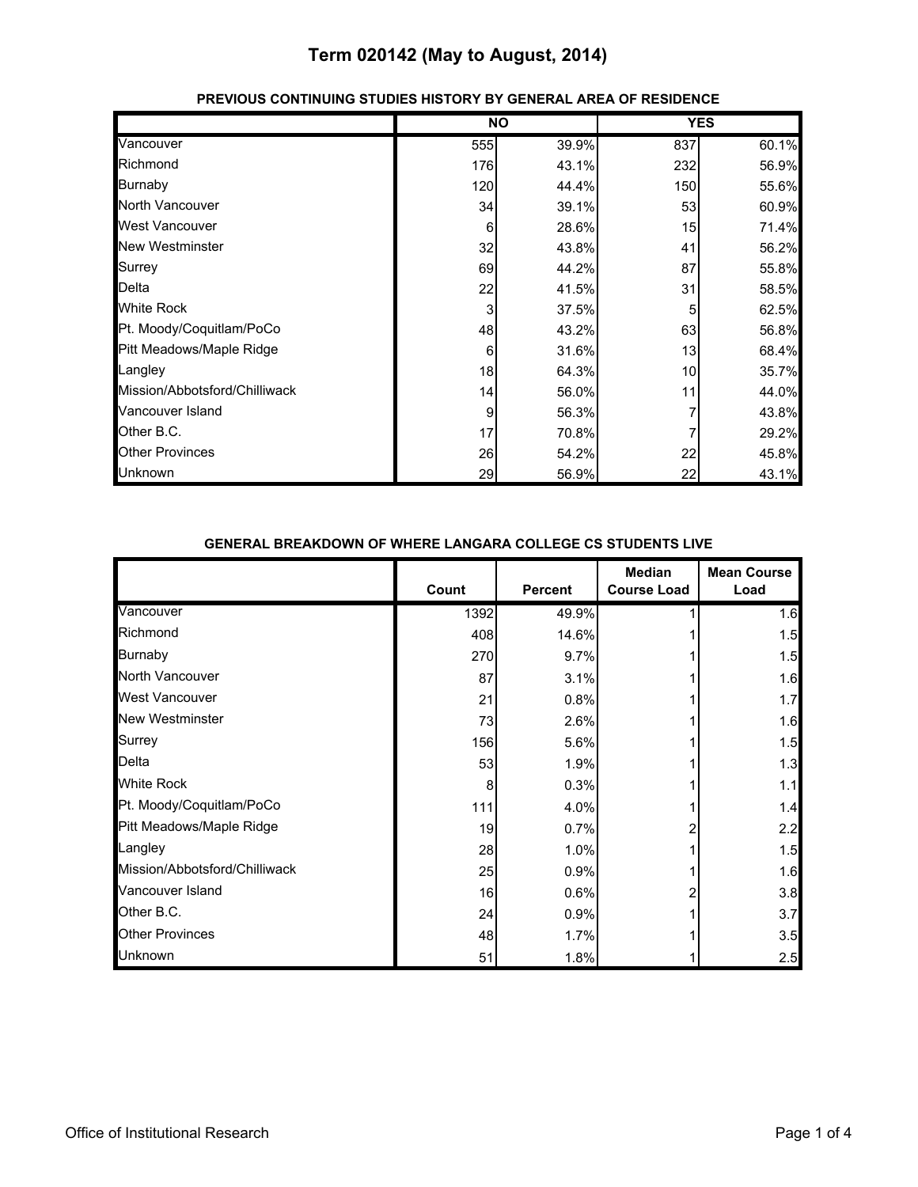# Term 020142 (May to August, 2014)

## PREVIOUS CONTINUING STUDIES HISTORY BY GENERAL AREA OF RESIDENCE

| | NO | | YES | |
|---|---|---|---|---|
| Vancouver | 555 | 39.9% | 837 | 60.1% |
| Richmond | 176 | 43.1% | 232 | 56.9% |
| Burnaby | 120 | 44.4% | 150 | 55.6% |
| North Vancouver | 34 | 39.1% | 53 | 60.9% |
| West Vancouver | 6 | 28.6% | 15 | 71.4% |
| New Westminster | 32 | 43.8% | 41 | 56.2% |
| Surrey | 69 | 44.2% | 87 | 55.8% |
| Delta | 22 | 41.5% | 31 | 58.5% |
| White Rock | 3 | 37.5% | 5 | 62.5% |
| Pt. Moody/Coquitlam/PoCo | 48 | 43.2% | 63 | 56.8% |
| Pitt Meadows/Maple Ridge | 6 | 31.6% | 13 | 68.4% |
| Langley | 18 | 64.3% | 10 | 35.7% |
| Mission/Abbotsford/Chilliwack | 14 | 56.0% | 11 | 44.0% |
| Vancouver Island | 9 | 56.3% | 7 | 43.8% |
| Other B.C. | 17 | 70.8% | 7 | 29.2% |
| Other Provinces | 26 | 54.2% | 22 | 45.8% |
| Unknown | 29 | 56.9% | 22 | 43.1% |

## GENERAL BREAKDOWN OF WHERE LANGARA COLLEGE CS STUDENTS LIVE

| | Count | Percent | Median Course Load | Mean Course Load |
|---|---|---|---|---|
| Vancouver | 1392 | 49.9% | 1 | 1.6 |
| Richmond | 408 | 14.6% | 1 | 1.5 |
| Burnaby | 270 | 9.7% | 1 | 1.5 |
| North Vancouver | 87 | 3.1% | 1 | 1.6 |
| West Vancouver | 21 | 0.8% | 1 | 1.7 |
| New Westminster | 73 | 2.6% | 1 | 1.6 |
| Surrey | 156 | 5.6% | 1 | 1.5 |
| Delta | 53 | 1.9% | 1 | 1.3 |
| White Rock | 8 | 0.3% | 1 | 1.1 |
| Pt. Moody/Coquitlam/PoCo | 111 | 4.0% | 1 | 1.4 |
| Pitt Meadows/Maple Ridge | 19 | 0.7% | 2 | 2.2 |
| Langley | 28 | 1.0% | 1 | 1.5 |
| Mission/Abbotsford/Chilliwack | 25 | 0.9% | 1 | 1.6 |
| Vancouver Island | 16 | 0.6% | 2 | 3.8 |
| Other B.C. | 24 | 0.9% | 1 | 3.7 |
| Other Provinces | 48 | 1.7% | 1 | 3.5 |
| Unknown | 51 | 1.8% | 1 | 2.5 |

Office of Institutional Research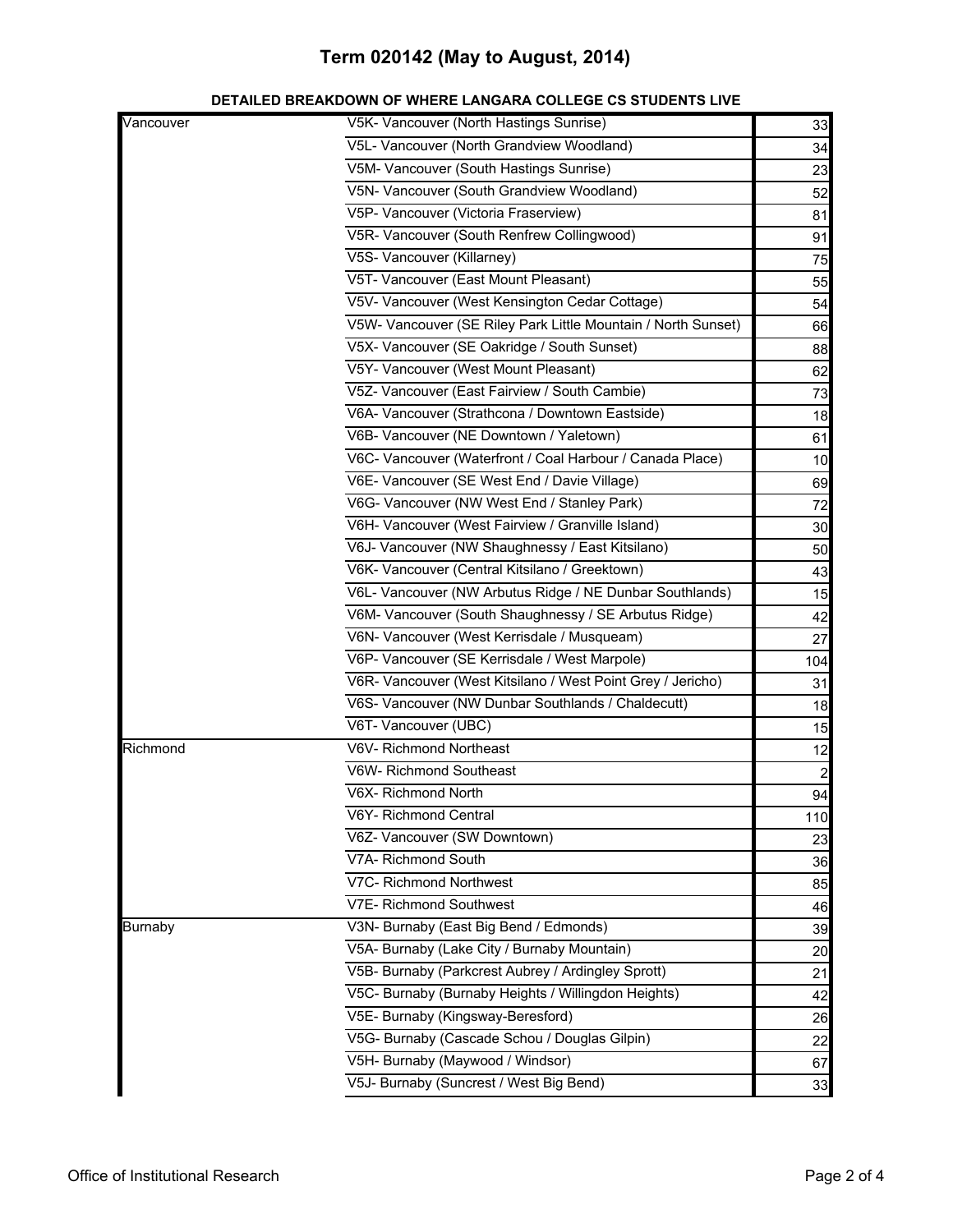# Term 020142 (May to August, 2014)

## DETAILED BREAKDOWN OF WHERE LANGARA COLLEGE CS STUDENTS LIVE

| | | |
|---|---|---|
| Vancouver | V5K- Vancouver (North Hastings Sunrise) | 33 |
| | V5L- Vancouver (North Grandview Woodland) | 34 |
| | V5M- Vancouver (South Hastings Sunrise) | 23 |
| | V5N- Vancouver (South Grandview Woodland) | 52 |
| | V5P- Vancouver (Victoria Fraserview) | 81 |
| | V5R- Vancouver (South Renfrew Collingwood) | 91 |
| | V5S- Vancouver (Killarney) | 75 |
| | V5T- Vancouver (East Mount Pleasant) | 55 |
| | V5V- Vancouver (West Kensington Cedar Cottage) | 54 |
| | V5W- Vancouver (SE Riley Park Little Mountain / North Sunset) | 66 |
| | V5X- Vancouver (SE Oakridge / South Sunset) | 88 |
| | V5Y- Vancouver (West Mount Pleasant) | 62 |
| | V5Z- Vancouver (East Fairview / South Cambie) | 73 |
| | V6A- Vancouver (Strathcona / Downtown Eastside) | 18 |
| | V6B- Vancouver (NE Downtown / Yaletown) | 61 |
| | V6C- Vancouver (Waterfront / Coal Harbour / Canada Place) | 10 |
| | V6E- Vancouver (SE West End / Davie Village) | 69 |
| | V6G- Vancouver (NW West End / Stanley Park) | 72 |
| | V6H- Vancouver (West Fairview / Granville Island) | 30 |
| | V6J- Vancouver (NW Shaughnessy / East Kitsilano) | 50 |
| | V6K- Vancouver (Central Kitsilano / Greektown) | 43 |
| | V6L- Vancouver (NW Arbutus Ridge / NE Dunbar Southlands) | 15 |
| | V6M- Vancouver (South Shaughnessy / SE Arbutus Ridge) | 42 |
| | V6N- Vancouver (West Kerrisdale / Musqueam) | 27 |
| | V6P- Vancouver (SE Kerrisdale / West Marpole) | 104 |
| | V6R- Vancouver (West Kitsilano / West Point Grey / Jericho) | 31 |
| | V6S- Vancouver (NW Dunbar Southlands / Chaldecutt) | 18 |
| | V6T- Vancouver (UBC) | 15 |
| Richmond | V6V- Richmond Northeast | 12 |
| | V6W- Richmond Southeast | 2 |
| | V6X- Richmond North | 94 |
| | V6Y- Richmond Central | 110 |
| | V6Z- Vancouver (SW Downtown) | 23 |
| | V7A- Richmond South | 36 |
| | V7C- Richmond Northwest | 85 |
| | V7E- Richmond Southwest | 46 |
| Burnaby | V3N- Burnaby (East Big Bend / Edmonds) | 39 |
| | V5A- Burnaby (Lake City / Burnaby Mountain) | 20 |
| | V5B- Burnaby (Parkcrest Aubrey / Ardingley Sprott) | 21 |
| | V5C- Burnaby (Burnaby Heights / Willingdon Heights) | 42 |
| | V5E- Burnaby (Kingsway-Beresford) | 26 |
| | V5G- Burnaby (Cascade Schou / Douglas Gilpin) | 22 |
| | V5H- Burnaby (Maywood / Windsor) | 67 |
| | V5J- Burnaby (Suncrest / West Big Bend) | 33 |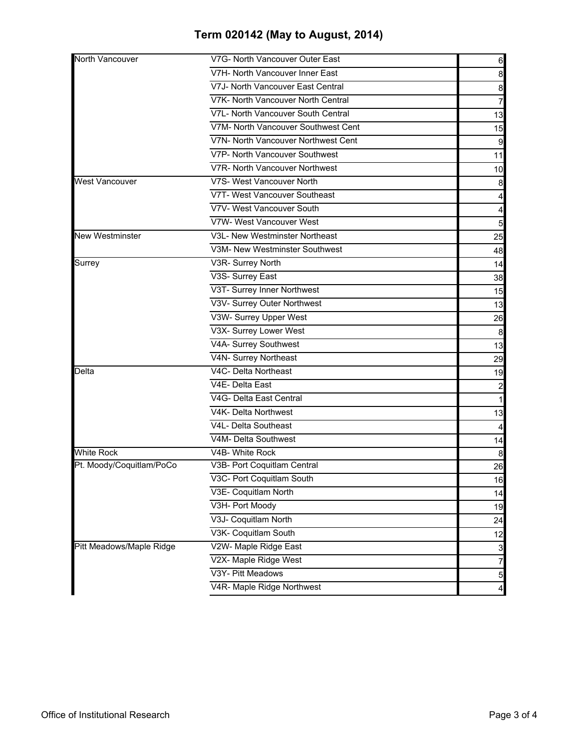# Term 020142 (May to August, 2014)

| | | |
|---|---|---|
| North Vancouver | V7G- North Vancouver Outer East | 6 |
| | V7H- North Vancouver Inner East | 8 |
| | V7J- North Vancouver East Central | 8 |
| | V7K- North Vancouver North Central | 7 |
| | V7L- North Vancouver South Central | 13 |
| | V7M- North Vancouver Southwest Cent | 15 |
| | V7N- North Vancouver Northwest Cent | 9 |
| | V7P- North Vancouver Southwest | 11 |
| | V7R- North Vancouver Northwest | 10 |
| West Vancouver | V7S- West Vancouver North | 8 |
| | V7T- West Vancouver Southeast | 4 |
| | V7V- West Vancouver South | 4 |
| | V7W- West Vancouver West | 5 |
| New Westminster | V3L- New Westminster Northeast | 25 |
| | V3M- New Westminster Southwest | 48 |
| Surrey | V3R- Surrey North | 14 |
| | V3S- Surrey East | 38 |
| | V3T- Surrey Inner Northwest | 15 |
| | V3V- Surrey Outer Northwest | 13 |
| | V3W- Surrey Upper West | 26 |
| | V3X- Surrey Lower West | 8 |
| | V4A- Surrey Southwest | 13 |
| | V4N- Surrey Northeast | 29 |
| Delta | V4C- Delta Northeast | 19 |
| | V4E- Delta East | 2 |
| | V4G- Delta East Central | 1 |
| | V4K- Delta Northwest | 13 |
| | V4L- Delta Southeast | 4 |
| | V4M- Delta Southwest | 14 |
| White Rock | V4B- White Rock | 8 |
| Pt. Moody/Coquitlam/PoCo | V3B- Port Coquitlam Central | 26 |
| | V3C- Port Coquitlam South | 16 |
| | V3E- Coquitlam North | 14 |
| | V3H- Port Moody | 19 |
| | V3J- Coquitlam North | 24 |
| | V3K- Coquitlam South | 12 |
| Pitt Meadows/Maple Ridge | V2W- Maple Ridge East | 3 |
| | V2X- Maple Ridge West | 7 |
| | V3Y- Pitt Meadows | 5 |
| | V4R- Maple Ridge Northwest | 4 |

Office of Institutional Research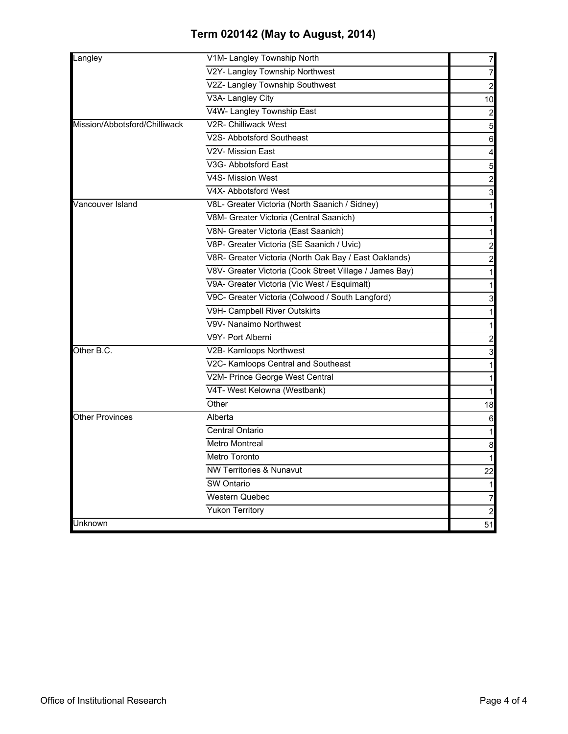# Term 020142 (May to August, 2014)

| | | |
|---|---|---|
| Langley | V1M- Langley Township North | 7 |
| | V2Y- Langley Township Northwest | 7 |
| | V2Z- Langley Township Southwest | 2 |
| | V3A- Langley City | 10 |
| | V4W- Langley Township East | 2 |
| Mission/Abbotsford/Chilliwack | V2R- Chilliwack West | 5 |
| | V2S- Abbotsford Southeast | 6 |
| | V2V- Mission East | 4 |
| | V3G- Abbotsford East | 5 |
| | V4S- Mission West | 2 |
| | V4X- Abbotsford West | 3 |
| Vancouver Island | V8L- Greater Victoria (North Saanich / Sidney) | 1 |
| | V8M- Greater Victoria (Central Saanich) | 1 |
| | V8N- Greater Victoria (East Saanich) | 1 |
| | V8P- Greater Victoria (SE Saanich / Uvic) | 2 |
| | V8R- Greater Victoria (North Oak Bay / East Oaklands) | 2 |
| | V8V- Greater Victoria (Cook Street Village / James Bay) | 1 |
| | V9A- Greater Victoria (Vic West / Esquimalt) | 1 |
| | V9C- Greater Victoria (Colwood / South Langford) | 3 |
| | V9H- Campbell River Outskirts | 1 |
| | V9V- Nanaimo Northwest | 1 |
| | V9Y- Port Alberni | 2 |
| Other B.C. | V2B- Kamloops Northwest | 3 |
| | V2C- Kamloops Central and Southeast | 1 |
| | V2M- Prince George West Central | 1 |
| | V4T- West Kelowna (Westbank) | 1 |
| | Other | 18 |
| Other Provinces | Alberta | 6 |
| | Central Ontario | 1 |
| | Metro Montreal | 8 |
| | Metro Toronto | 1 |
| | NW Territories & Nunavut | 22 |
| | SW Ontario | 1 |
| | Western Quebec | 7 |
| | Yukon Territory | 2 |
| Unknown | | 51 |